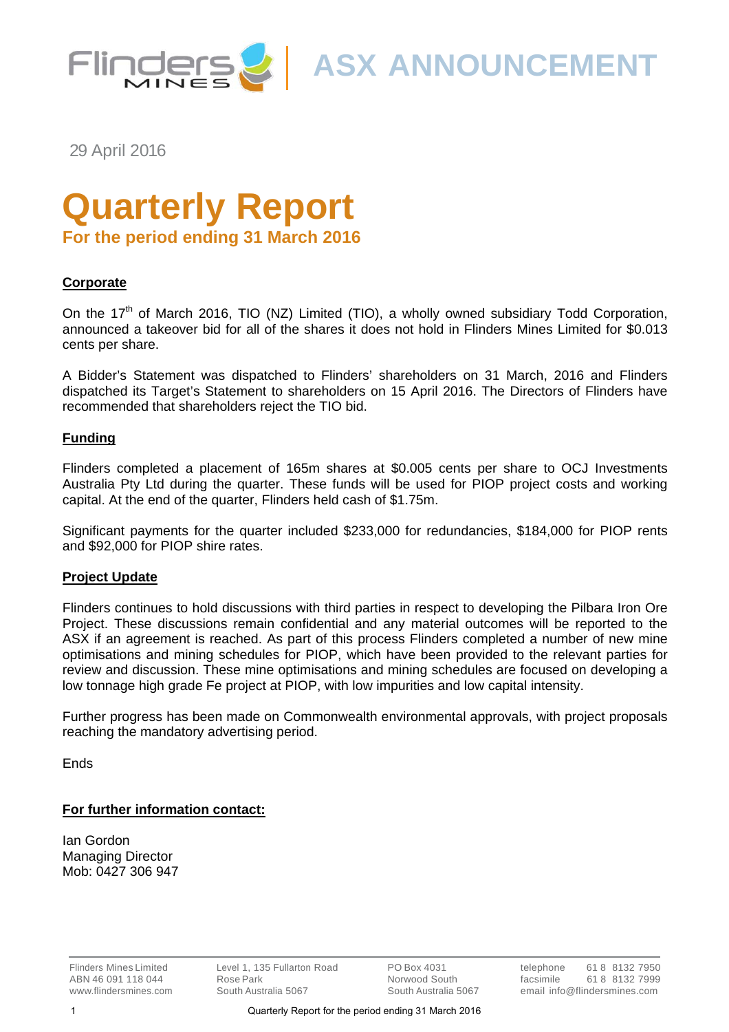# ASX ANNOUNCEMENT

29 April 2016

# Quarterly Report

## For the period ending 31 March 2016

### Corporate

On the 17th of March 2016, TIO (NZ) Limited (TIO), a wholly owned subsidiary Todd Corporation, announced a takeover bid for all of the shares it does not hold in Flinders Mines Limited for $0.013 cents per share.

A Bidder's Statement was dispatched to Flinders' shareholders on 31 March, 2016 and Flinders dispatched its Target's Statement to shareholders on 15 April 2016. The Directors of Flinders have recommended that shareholders reject the TIO bid.

### Funding

Flinders completed a placement of 165m shares at $0.005 cents per share to OCJ Investments Australia Pty Ltd during the quarter. These funds will be used for PIOP project costs and working capital. At the end of the quarter, Flinders held cash of $1.75m.

Significant payments for the quarter included $233,000 for redundancies, $184,000 for PIOP rents and $92,000 for PIOP shire rates.

### Project Update

Flinders continues to hold discussions with third parties in respect to developing the Pilbara Iron Ore Project. These discussions remain confidential and any material outcomes will be reported to the ASX if an agreement is reached. As part of this process Flinders completed a number of new mine optimisations and mining schedules for PIOP, which have been provided to the relevant parties for review and discussion. These mine optimisations and mining schedules are focused on developing a low tonnage high grade Fe project at PIOP, with low impurities and low capital intensity.

Further progress has been made on Commonwealth environmental approvals, with project proposals reaching the mandatory advertising period.

Ends

### For further information contact:

Ian Gordon
Managing Director
Mob: 0427 306 947

Flinders Mines Limited
ABN 46 091 118 044
www.flindersmines.com

Level 1, 135 Fullarton Road
Rose Park
South Australia 5067

PO Box 4031
Norwood South
South Australia 5067

telephone 61 8 8132 7950
facsimile 61 8 8132 7999
email info@flindersmines.com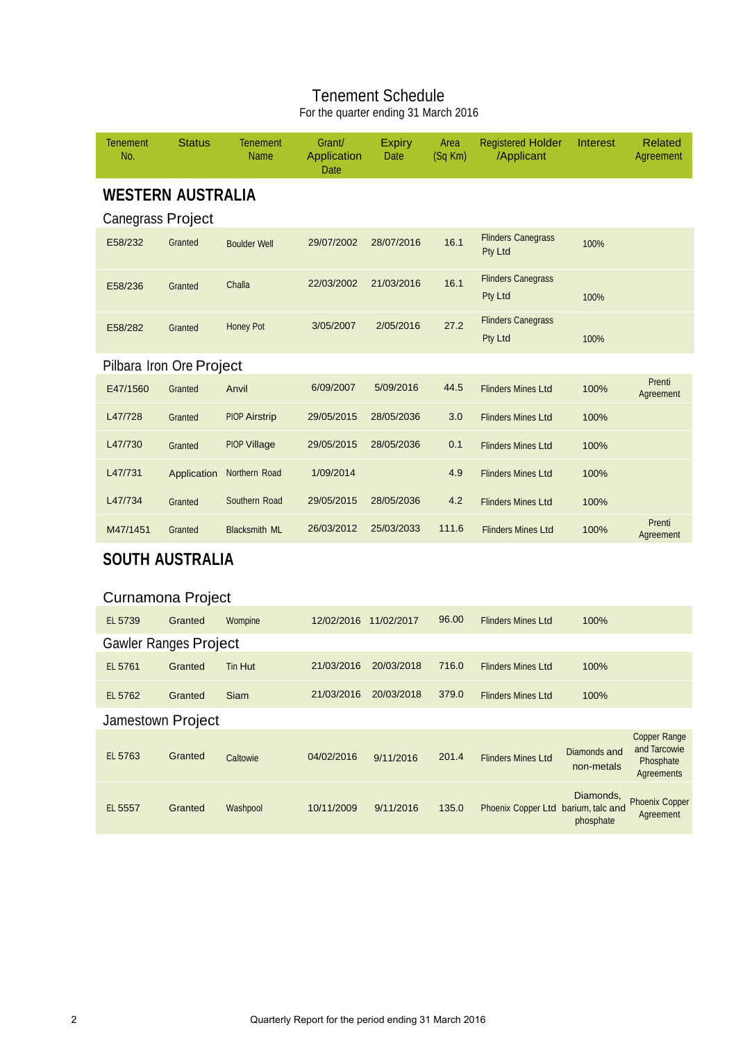# Tenement Schedule

For the quarter ending 31 March 2016

| Tenement No. | Status | Tenement Name | Grant/ Application Date | Expiry Date | Area (Sq Km) | Registered Holder /Applicant | Interest | Related Agreement |
|---|---|---|---|---|---|---|---|---|
| **WESTERN AUSTRALIA** | | | | | | | | |
| Canegrass Project | | | | | | | | |
| E58/232 | Granted | Boulder Well | 29/07/2002 | 28/07/2016 | 16.1 | Flinders Canegrass Pty Ltd | 100% | |
| E58/236 | Granted | Challa | 22/03/2002 | 21/03/2016 | 16.1 | Flinders Canegrass Pty Ltd | 100% | |
| E58/282 | Granted | Honey Pot | 3/05/2007 | 2/05/2016 | 27.2 | Flinders Canegrass Pty Ltd | 100% | |
| Pilbara Iron Ore Project | | | | | | | | |
| E47/1560 | Granted | Anvil | 6/09/2007 | 5/09/2016 | 44.5 | Flinders Mines Ltd | 100% | Prenti Agreement |
| L47/728 | Granted | PIOP Airstrip | 29/05/2015 | 28/05/2036 | 3.0 | Flinders Mines Ltd | 100% | |
| L47/730 | Granted | PIOP Village | 29/05/2015 | 28/05/2036 | 0.1 | Flinders Mines Ltd | 100% | |
| L47/731 | Application | Northern Road | 1/09/2014 | | 4.9 | Flinders Mines Ltd | 100% | |
| L47/734 | Granted | Southern Road | 29/05/2015 | 28/05/2036 | 4.2 | Flinders Mines Ltd | 100% | |
| M47/1451 | Granted | Blacksmith ML | 26/03/2012 | 25/03/2033 | 111.6 | Flinders Mines Ltd | 100% | Prenti Agreement |
| **SOUTH AUSTRALIA** | | | | | | | | |
| Curnamona Project | | | | | | | | |
| EL 5739 | Granted | Wompine | 12/02/2016 | 11/02/2017 | 96.00 | Flinders Mines Ltd | 100% | |
| Gawler Ranges Project | | | | | | | | |
| EL 5761 | Granted | Tin Hut | 21/03/2016 | 20/03/2018 | 716.0 | Flinders Mines Ltd | 100% | |
| EL 5762 | Granted | Siam | 21/03/2016 | 20/03/2018 | 379.0 | Flinders Mines Ltd | 100% | |
| Jamestown Project | | | | | | | | |
| EL 5763 | Granted | Caltowie | 04/02/2016 | 9/11/2016 | 201.4 | Flinders Mines Ltd | Diamonds and non-metals | Copper Range and Tarcowie Phosphate Agreements |
| EL 5557 | Granted | Washpool | 10/11/2009 | 9/11/2016 | 135.0 | Phoenix Copper Ltd | Diamonds, barium, talc and phosphate | Phoenix Copper Agreement |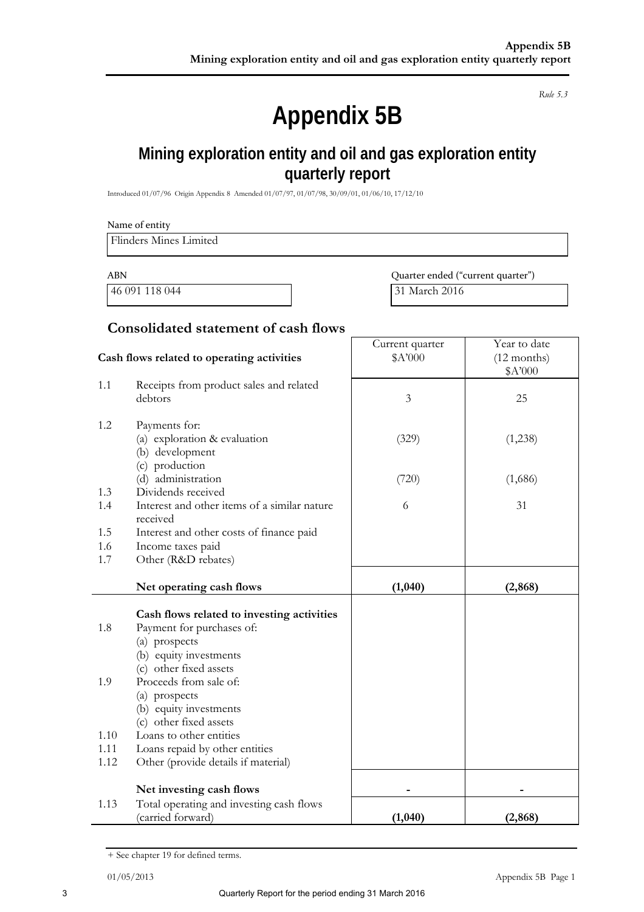*Rule 5.3*

# Appendix 5B

## Mining exploration entity and oil and gas exploration entity quarterly report

Introduced 01/07/96 Origin Appendix 8 Amended 01/07/97, 01/07/98, 30/09/01, 01/06/10, 17/12/10

Name of entity

Flinders Mines Limited

| ABN | Quarter ended ("current quarter") |
|---|---|
| 46 091 118 044 | 31 March 2016 |

### Consolidated statement of cash flows

| | Cash flows related to operating activities | Current quarter $A'000 | Year to date (12 months) $A'000 |
|---|---|---|---|
| 1.1 | Receipts from product sales and related debtors | 3 | 25 |
| 1.2 | Payments for: | | |
| | (a) exploration & evaluation | (329) | (1,238) |
| | (b) development | | |
| | (c) production | | |
| | (d) administration | (720) | (1,686) |
| 1.3 | Dividends received | | |
| 1.4 | Interest and other items of a similar nature received | 6 | 31 |
| 1.5 | Interest and other costs of finance paid | | |
| 1.6 | Income taxes paid | | |
| 1.7 | Other (R&D rebates) | | |
| | **Net operating cash flows** | **(1,040)** | **(2,868)** |
| | **Cash flows related to investing activities** | | |
| 1.8 | Payment for purchases of: | | |
| | (a) prospects | | |
| | (b) equity investments | | |
| | (c) other fixed assets | | |
| 1.9 | Proceeds from sale of: | | |
| | (a) prospects | | |
| | (b) equity investments | | |
| | (c) other fixed assets | | |
| 1.10 | Loans to other entities | | |
| 1.11 | Loans repaid by other entities | | |
| 1.12 | Other (provide details if material) | | |
| | **Net investing cash flows** | **-** | **-** |
| 1.13 | Total operating and investing cash flows (carried forward) | **(1,040)** | **(2,868)** |

+ See chapter 19 for defined terms.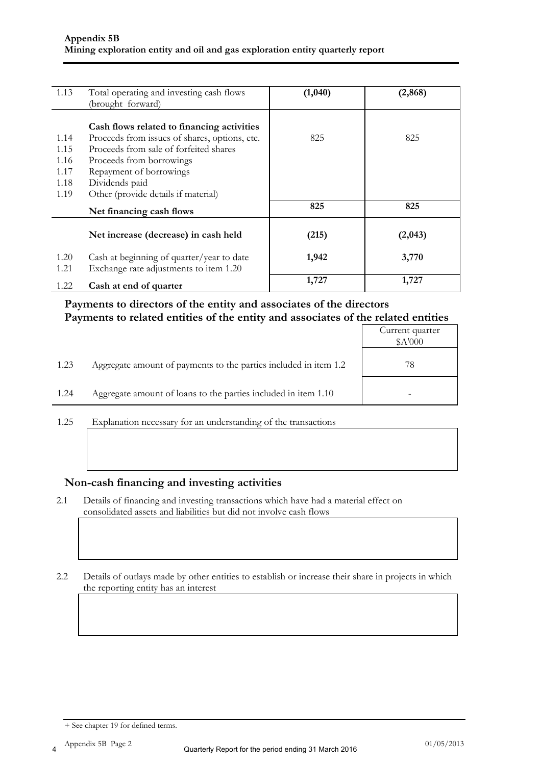| | | | |
|---|---|---|---|
| 1.13 | Total operating and investing cash flows (brought forward) | **(1,040)** | **(2,868)** |
| | **Cash flows related to financing activities** | | |
| 1.14 | Proceeds from issues of shares, options, etc. | 825 | 825 |
| 1.15 | Proceeds from sale of forfeited shares | | |
| 1.16 | Proceeds from borrowings | | |
| 1.17 | Repayment of borrowings | | |
| 1.18 | Dividends paid | | |
| 1.19 | Other (provide details if material) | | |
| | **Net financing cash flows** | **825** | **825** |
| | **Net increase (decrease) in cash held** | **(215)** | **(2,043)** |
| 1.20 | Cash at beginning of quarter/year to date | **1,942** | **3,770** |
| 1.21 | Exchange rate adjustments to item 1.20 | | |
| 1.22 | **Cash at end of quarter** | **1,727** | **1,727** |

## Payments to directors of the entity and associates of the directors
## Payments to related entities of the entity and associates of the related entities

| | | Current quarter $A'000 |
|---|---|---|
| 1.23 | Aggregate amount of payments to the parties included in item 1.2 | 78 |
| 1.24 | Aggregate amount of loans to the parties included in item 1.10 | - |

1.25 Explanation necessary for an understanding of the transactions

## Non-cash financing and investing activities

2.1 Details of financing and investing transactions which have had a material effect on consolidated assets and liabilities but did not involve cash flows

2.2 Details of outlays made by other entities to establish or increase their share in projects in which the reporting entity has an interest

+ See chapter 19 for defined terms.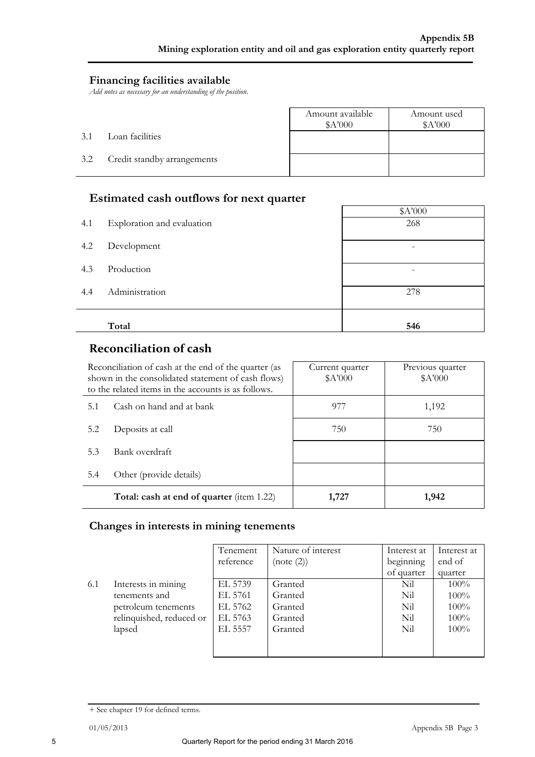## Financing facilities available

*Add notes as necessary for an understanding of the position.*

| | | Amount available $A'000 | Amount used $A'000 |
|---|---|---|---|
| 3.1 | Loan facilities | | |
| 3.2 | Credit standby arrangements | | |

## Estimated cash outflows for next quarter

| | | $A'000 |
|---|---|---|
| 4.1 | Exploration and evaluation | 268 |
| 4.2 | Development | - |
| 4.3 | Production | - |
| 4.4 | Administration | 278 |
| | **Total** | **546** |

## Reconciliation of cash

| Reconciliation of cash at the end of the quarter (as shown in the consolidated statement of cash flows) to the related items in the accounts is as follows. | | Current quarter $A'000 | Previous quarter $A'000 |
|---|---|---|---|
| 5.1 | Cash on hand and at bank | 977 | 1,192 |
| 5.2 | Deposits at call | 750 | 750 |
| 5.3 | Bank overdraft | | |
| 5.4 | Other (provide details) | | |
| | **Total: cash at end of quarter** (item 1.22) | **1,727** | **1,942** |

### Changes in interests in mining tenements

| | | Tenement reference | Nature of interest (note (2)) | Interest at beginning of quarter | Interest at end of quarter |
|---|---|---|---|---|---|
| 6.1 | Interests in mining tenements and petroleum tenements relinquished, reduced or lapsed | EL 5739 | Granted | Nil | 100% |
| | | EL 5761 | Granted | Nil | 100% |
| | | EL 5762 | Granted | Nil | 100% |
| | | EL 5763 | Granted | Nil | 100% |
| | | EL 5557 | Granted | Nil | 100% |

+ See chapter 19 for defined terms.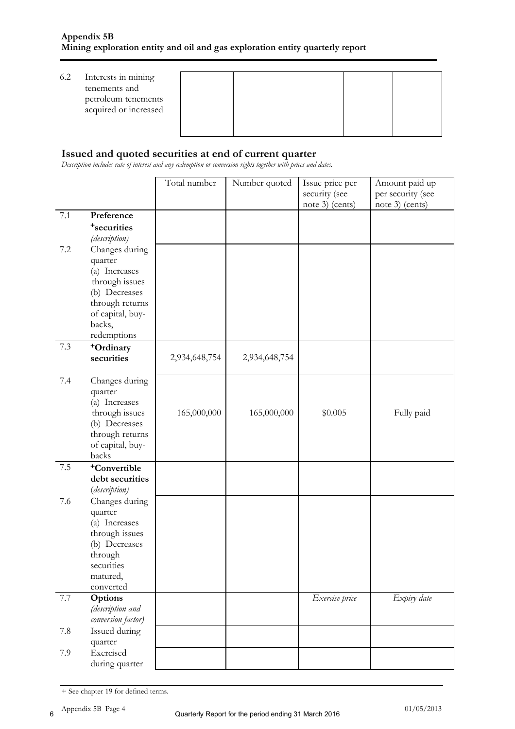| | | | | | |
|---|---|---|---|---|---|
| 6.2 | Interests in mining tenements and petroleum tenements acquired or increased | | | | |

## Issued and quoted securities at end of current quarter

*Description includes rate of interest and any redemption or conversion rights together with prices and dates.*

| | | Total number | Number quoted | Issue price per security (see note 3) (cents) | Amount paid up per security (see note 3) (cents) |
|---|---|---|---|---|---|
| 7.1 | **Preference +securities** *(description)* | | | | |
| 7.2 | Changes during quarter (a) Increases through issues (b) Decreases through returns of capital, buy-backs, redemptions | | | | |
| 7.3 | **+Ordinary securities** | 2,934,648,754 | 2,934,648,754 | | |
| 7.4 | Changes during quarter (a) Increases through issues (b) Decreases through returns of capital, buy-backs | 165,000,000 | 165,000,000 | $0.005 | Fully paid |
| 7.5 | **+Convertible debt securities** *(description)* | | | | |
| 7.6 | Changes during quarter (a) Increases through issues (b) Decreases through securities matured, converted | | | | |
| 7.7 | **Options** *(description and conversion factor)* | | | *Exercise price* | *Expiry date* |
| 7.8 | Issued during quarter | | | | |
| 7.9 | Exercised during quarter | | | | |

+ See chapter 19 for defined terms.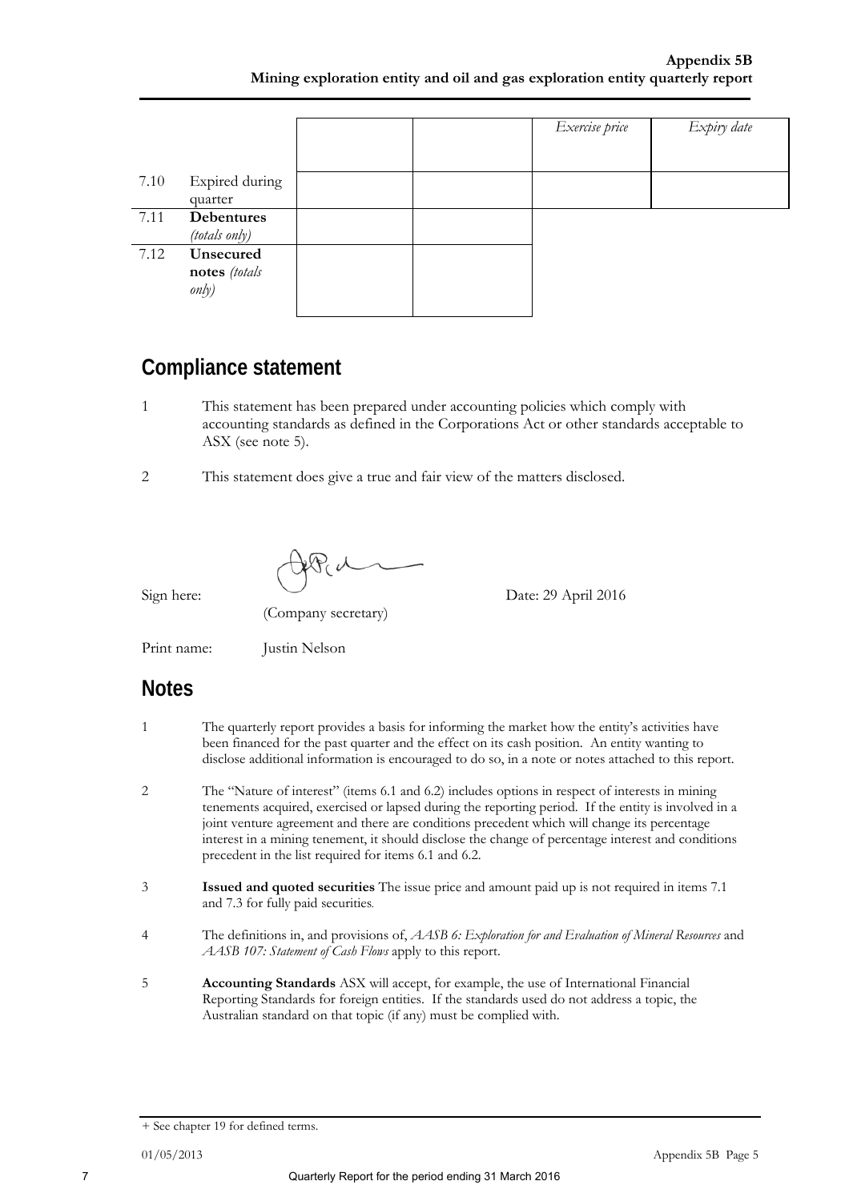| | | | | Exercise price | Expiry date |
|---|---|---|---|---|---|
| 7.10 | Expired during quarter | | | | |
| 7.11 | **Debentures** *(totals only)* | | | | |
| 7.12 | **Unsecured notes** *(totals only)* | | | | |

## Compliance statement

1. This statement has been prepared under accounting policies which comply with accounting standards as defined in the Corporations Act or other standards acceptable to ASX (see note 5).

2. This statement does give a true and fair view of the matters disclosed.

Sign here: (Company secretary) Date: 29 April 2016

Print name: Justin Nelson

## Notes

1. The quarterly report provides a basis for informing the market how the entity's activities have been financed for the past quarter and the effect on its cash position. An entity wanting to disclose additional information is encouraged to do so, in a note or notes attached to this report.

2. The "Nature of interest" (items 6.1 and 6.2) includes options in respect of interests in mining tenements acquired, exercised or lapsed during the reporting period. If the entity is involved in a joint venture agreement and there are conditions precedent which will change its percentage interest in a mining tenement, it should disclose the change of percentage interest and conditions precedent in the list required for items 6.1 and 6.2.

3. **Issued and quoted securities** The issue price and amount paid up is not required in items 7.1 and 7.3 for fully paid securities.

4. The definitions in, and provisions of, *AASB 6: Exploration for and Evaluation of Mineral Resources* and *AASB 107: Statement of Cash Flows* apply to this report.

5. **Accounting Standards** ASX will accept, for example, the use of International Financial Reporting Standards for foreign entities. If the standards used do not address a topic, the Australian standard on that topic (if any) must be complied with.

+ See chapter 19 for defined terms.